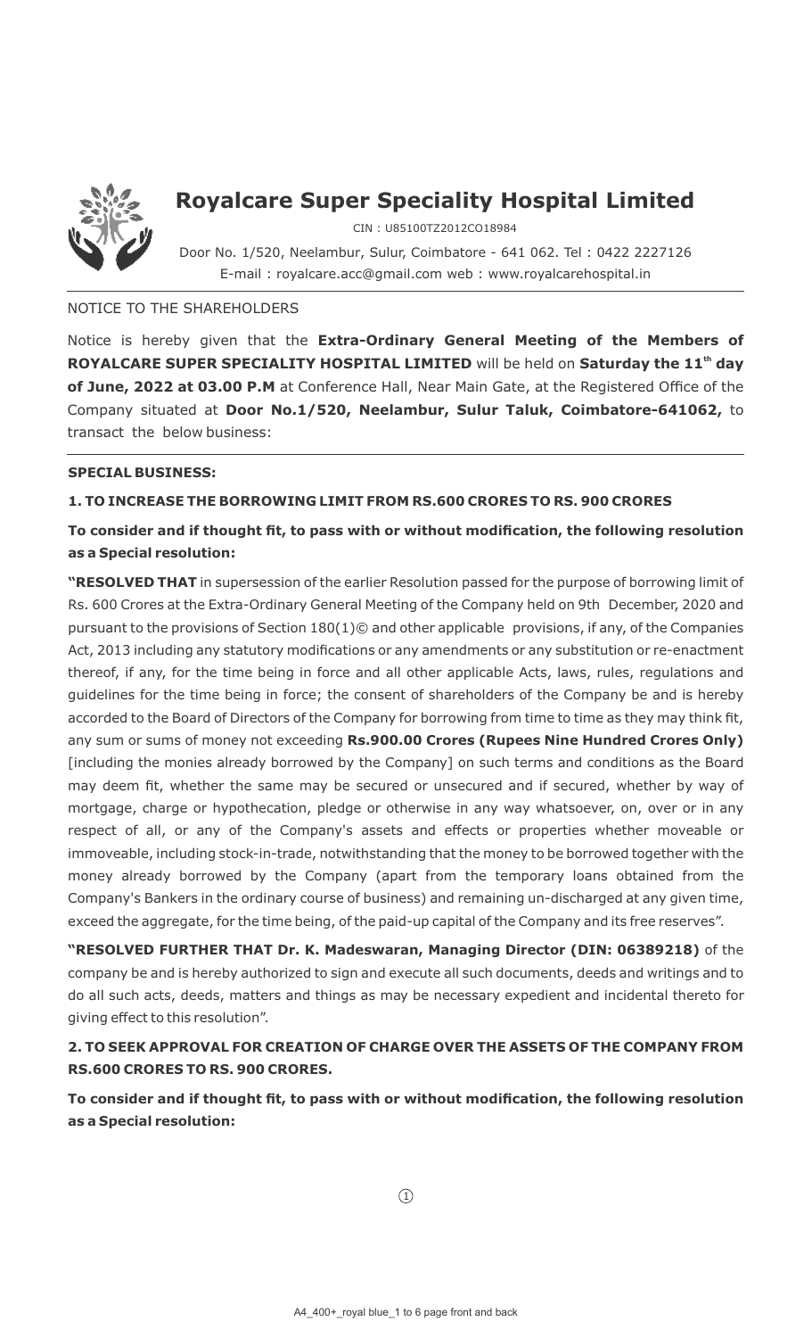# Royalcare Super Speciality Hospital Limited

CIN : U85100TZ2012CO18984

Door No. 1/520, Neelambur, Sulur, Coimbatore - 641 062. Tel : 0422 2227126
E-mail : royalcare.acc@gmail.com web : www.royalcarehospital.in

NOTICE TO THE SHAREHOLDERS

Notice is hereby given that the **Extra-Ordinary General Meeting of the Members of ROYALCARE SUPER SPECIALITY HOSPITAL LIMITED** will be held on **Saturday the 11th day of June, 2022 at 03.00 P.M** at Conference Hall, Near Main Gate, at the Registered Office of the Company situated at **Door No.1/520, Neelambur, Sulur Taluk, Coimbatore-641062,** to transact the below business:

**SPECIAL BUSINESS:**

**1. TO INCREASE THE BORROWING LIMIT FROM RS.600 CRORES TO RS. 900 CRORES**

**To consider and if thought fit, to pass with or without modification, the following resolution as a Special resolution:**

**"RESOLVED THAT** in supersession of the earlier Resolution passed for the purpose of borrowing limit of Rs. 600 Crores at the Extra-Ordinary General Meeting of the Company held on 9th December, 2020 and pursuant to the provisions of Section 180(1)© and other applicable provisions, if any, of the Companies Act, 2013 including any statutory modifications or any amendments or any substitution or re-enactment thereof, if any, for the time being in force and all other applicable Acts, laws, rules, regulations and guidelines for the time being in force; the consent of shareholders of the Company be and is hereby accorded to the Board of Directors of the Company for borrowing from time to time as they may think fit, any sum or sums of money not exceeding **Rs.900.00 Crores (Rupees Nine Hundred Crores Only)** [including the monies already borrowed by the Company] on such terms and conditions as the Board may deem fit, whether the same may be secured or unsecured and if secured, whether by way of mortgage, charge or hypothecation, pledge or otherwise in any way whatsoever, on, over or in any respect of all, or any of the Company's assets and effects or properties whether moveable or immoveable, including stock-in-trade, notwithstanding that the money to be borrowed together with the money already borrowed by the Company (apart from the temporary loans obtained from the Company's Bankers in the ordinary course of business) and remaining un-discharged at any given time, exceed the aggregate, for the time being, of the paid-up capital of the Company and its free reserves".

**"RESOLVED FURTHER THAT Dr. K. Madeswaran, Managing Director (DIN: 06389218)** of the company be and is hereby authorized to sign and execute all such documents, deeds and writings and to do all such acts, deeds, matters and things as may be necessary expedient and incidental thereto for giving effect to this resolution".

**2. TO SEEK APPROVAL FOR CREATION OF CHARGE OVER THE ASSETS OF THE COMPANY FROM RS.600 CRORES TO RS. 900 CRORES.**

**To consider and if thought fit, to pass with or without modification, the following resolution as a Special resolution:**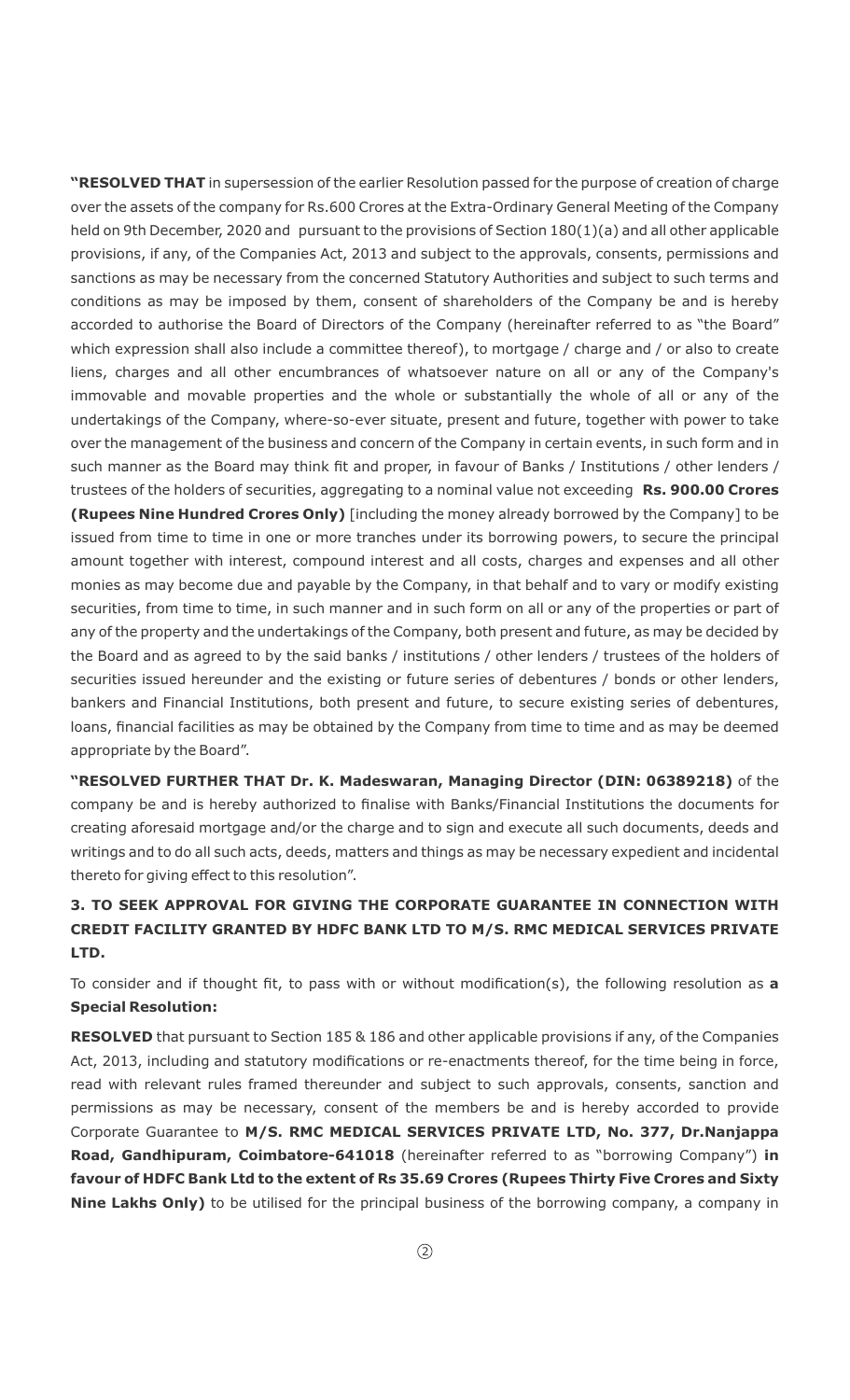**"RESOLVED THAT** in supersession of the earlier Resolution passed for the purpose of creation of charge over the assets of the company for Rs.600 Crores at the Extra-Ordinary General Meeting of the Company held on 9th December, 2020 and pursuant to the provisions of Section 180(1)(a) and all other applicable provisions, if any, of the Companies Act, 2013 and subject to the approvals, consents, permissions and sanctions as may be necessary from the concerned Statutory Authorities and subject to such terms and conditions as may be imposed by them, consent of shareholders of the Company be and is hereby accorded to authorise the Board of Directors of the Company (hereinafter referred to as "the Board" which expression shall also include a committee thereof), to mortgage / charge and / or also to create liens, charges and all other encumbrances of whatsoever nature on all or any of the Company's immovable and movable properties and the whole or substantially the whole of all or any of the undertakings of the Company, where-so-ever situate, present and future, together with power to take over the management of the business and concern of the Company in certain events, in such form and in such manner as the Board may think fit and proper, in favour of Banks / Institutions / other lenders / trustees of the holders of securities, aggregating to a nominal value not exceeding **Rs. 900.00 Crores (Rupees Nine Hundred Crores Only)** [including the money already borrowed by the Company] to be issued from time to time in one or more tranches under its borrowing powers, to secure the principal amount together with interest, compound interest and all costs, charges and expenses and all other monies as may become due and payable by the Company, in that behalf and to vary or modify existing securities, from time to time, in such manner and in such form on all or any of the properties or part of any of the property and the undertakings of the Company, both present and future, as may be decided by the Board and as agreed to by the said banks / institutions / other lenders / trustees of the holders of securities issued hereunder and the existing or future series of debentures / bonds or other lenders, bankers and Financial Institutions, both present and future, to secure existing series of debentures, loans, financial facilities as may be obtained by the Company from time to time and as may be deemed appropriate by the Board".

**"RESOLVED FURTHER THAT Dr. K. Madeswaran, Managing Director (DIN: 06389218)** of the company be and is hereby authorized to finalise with Banks/Financial Institutions the documents for creating aforesaid mortgage and/or the charge and to sign and execute all such documents, deeds and writings and to do all such acts, deeds, matters and things as may be necessary expedient and incidental thereto for giving effect to this resolution".

### 3. TO SEEK APPROVAL FOR GIVING THE CORPORATE GUARANTEE IN CONNECTION WITH CREDIT FACILITY GRANTED BY HDFC BANK LTD TO M/S. RMC MEDICAL SERVICES PRIVATE LTD.

To consider and if thought fit, to pass with or without modification(s), the following resolution as **a Special Resolution:**

**RESOLVED** that pursuant to Section 185 & 186 and other applicable provisions if any, of the Companies Act, 2013, including and statutory modifications or re-enactments thereof, for the time being in force, read with relevant rules framed thereunder and subject to such approvals, consents, sanction and permissions as may be necessary, consent of the members be and is hereby accorded to provide Corporate Guarantee to **M/S. RMC MEDICAL SERVICES PRIVATE LTD, No. 377, Dr.Nanjappa Road, Gandhipuram, Coimbatore-641018** (hereinafter referred to as "borrowing Company") **in favour of HDFC Bank Ltd to the extent of Rs 35.69 Crores (Rupees Thirty Five Crores and Sixty Nine Lakhs Only)** to be utilised for the principal business of the borrowing company, a company in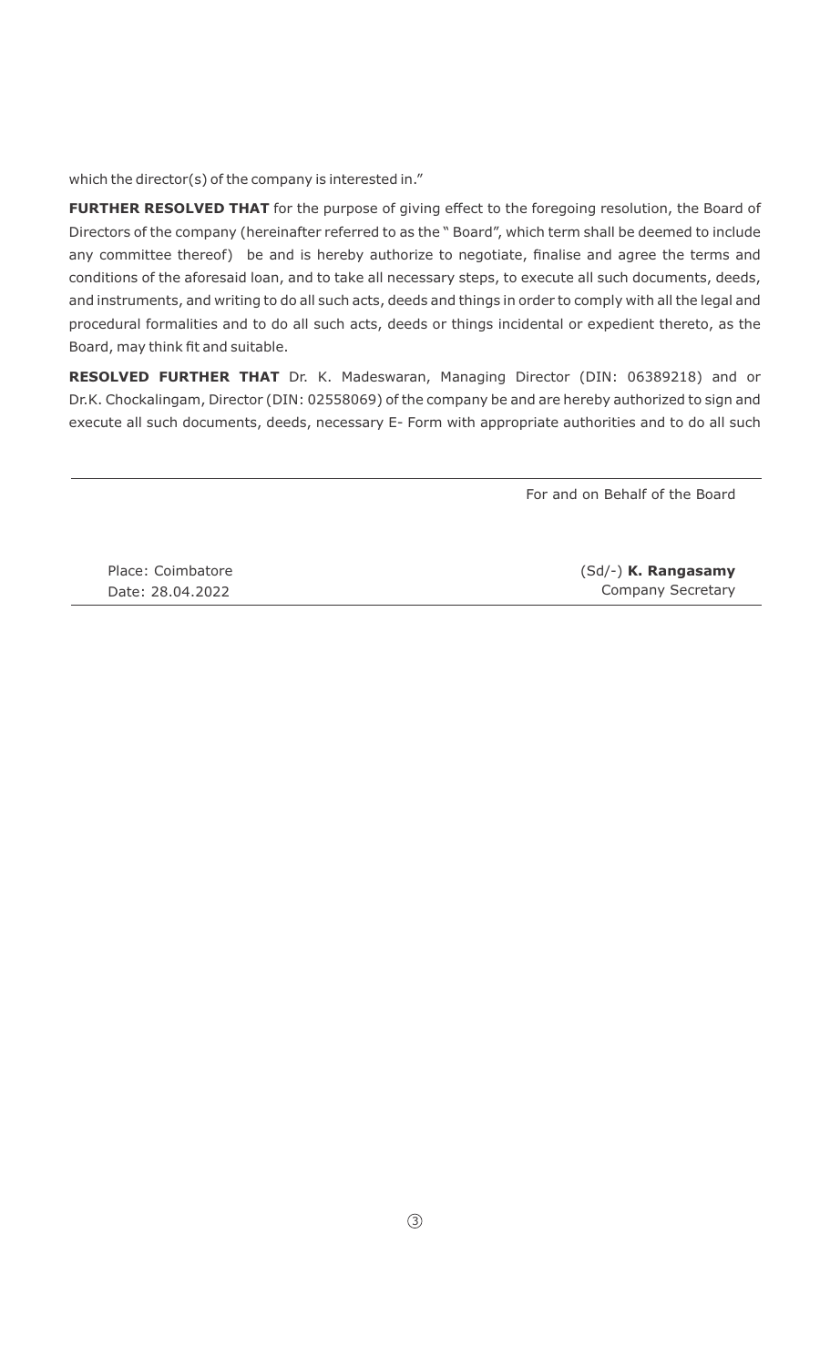which the director(s) of the company is interested in."

**FURTHER RESOLVED THAT** for the purpose of giving effect to the foregoing resolution, the Board of Directors of the company (hereinafter referred to as the " Board", which term shall be deemed to include any committee thereof) be and is hereby authorize to negotiate, finalise and agree the terms and conditions of the aforesaid loan, and to take all necessary steps, to execute all such documents, deeds, and instruments, and writing to do all such acts, deeds and things in order to comply with all the legal and procedural formalities and to do all such acts, deeds or things incidental or expedient thereto, as the Board, may think fit and suitable.

**RESOLVED FURTHER THAT** Dr. K. Madeswaran, Managing Director (DIN: 06389218) and or Dr.K. Chockalingam, Director (DIN: 02558069) of the company be and are hereby authorized to sign and execute all such documents, deeds, necessary E- Form with appropriate authorities and to do all such

For and on Behalf of the Board

Place: Coimbatore
Date: 28.04.2022

(Sd/-) **K. Rangasamy**
Company Secretary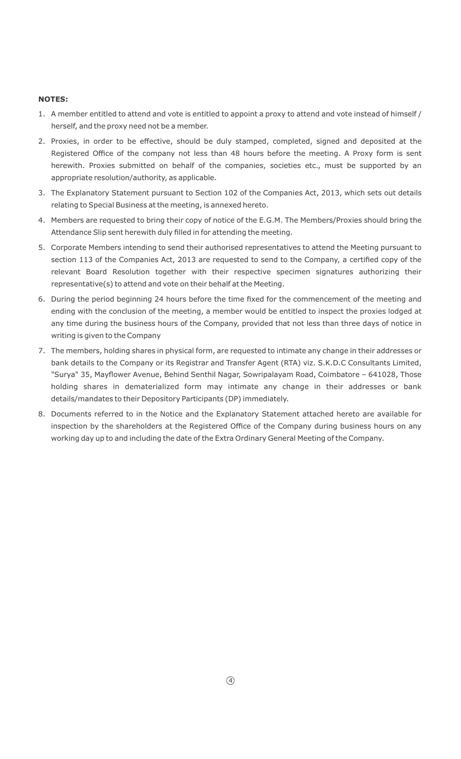**NOTES:**

1. A member entitled to attend and vote is entitled to appoint a proxy to attend and vote instead of himself / herself, and the proxy need not be a member.
2. Proxies, in order to be effective, should be duly stamped, completed, signed and deposited at the Registered Office of the company not less than 48 hours before the meeting. A Proxy form is sent herewith. Proxies submitted on behalf of the companies, societies etc., must be supported by an appropriate resolution/authority, as applicable.
3. The Explanatory Statement pursuant to Section 102 of the Companies Act, 2013, which sets out details relating to Special Business at the meeting, is annexed hereto.
4. Members are requested to bring their copy of notice of the E.G.M. The Members/Proxies should bring the Attendance Slip sent herewith duly filled in for attending the meeting.
5. Corporate Members intending to send their authorised representatives to attend the Meeting pursuant to section 113 of the Companies Act, 2013 are requested to send to the Company, a certified copy of the relevant Board Resolution together with their respective specimen signatures authorizing their representative(s) to attend and vote on their behalf at the Meeting.
6. During the period beginning 24 hours before the time fixed for the commencement of the meeting and ending with the conclusion of the meeting, a member would be entitled to inspect the proxies lodged at any time during the business hours of the Company, provided that not less than three days of notice in writing is given to the Company
7. The members, holding shares in physical form, are requested to intimate any change in their addresses or bank details to the Company or its Registrar and Transfer Agent (RTA) viz. S.K.D.C Consultants Limited, "Surya" 35, Mayflower Avenue, Behind Senthil Nagar, Sowripalayam Road, Coimbatore – 641028, Those holding shares in dematerialized form may intimate any change in their addresses or bank details/mandates to their Depository Participants (DP) immediately.
8. Documents referred to in the Notice and the Explanatory Statement attached hereto are available for inspection by the shareholders at the Registered Office of the Company during business hours on any working day up to and including the date of the Extra Ordinary General Meeting of the Company.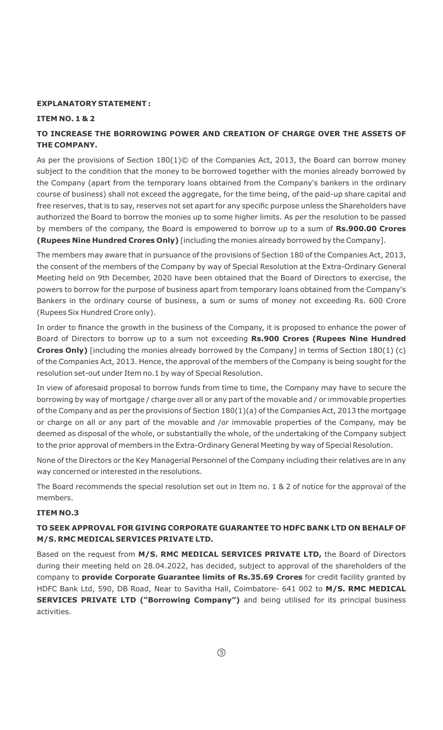**EXPLANATORY STATEMENT :**

**ITEM NO. 1 & 2**

**TO INCREASE THE BORROWING POWER AND CREATION OF CHARGE OVER THE ASSETS OF THE COMPANY.**

As per the provisions of Section 180(1)© of the Companies Act, 2013, the Board can borrow money subject to the condition that the money to be borrowed together with the monies already borrowed by the Company (apart from the temporary loans obtained from the Company's bankers in the ordinary course of business) shall not exceed the aggregate, for the time being, of the paid-up share capital and free reserves, that is to say, reserves not set apart for any specific purpose unless the Shareholders have authorized the Board to borrow the monies up to some higher limits. As per the resolution to be passed by members of the company, the Board is empowered to borrow up to a sum of **Rs.900.00 Crores (Rupees Nine Hundred Crores Only)** [including the monies already borrowed by the Company].

The members may aware that in pursuance of the provisions of Section 180 of the Companies Act, 2013, the consent of the members of the Company by way of Special Resolution at the Extra-Ordinary General Meeting held on 9th December, 2020 have been obtained that the Board of Directors to exercise, the powers to borrow for the purpose of business apart from temporary loans obtained from the Company's Bankers in the ordinary course of business, a sum or sums of money not exceeding Rs. 600 Crore (Rupees Six Hundred Crore only).

In order to finance the growth in the business of the Company, it is proposed to enhance the power of Board of Directors to borrow up to a sum not exceeding **Rs.900 Crores (Rupees Nine Hundred Crores Only)** [including the monies already borrowed by the Company] in terms of Section 180(1) (c) of the Companies Act, 2013. Hence, the approval of the members of the Company is being sought for the resolution set-out under Item no.1 by way of Special Resolution.

In view of aforesaid proposal to borrow funds from time to time, the Company may have to secure the borrowing by way of mortgage / charge over all or any part of the movable and / or immovable properties of the Company and as per the provisions of Section 180(1)(a) of the Companies Act, 2013 the mortgage or charge on all or any part of the movable and /or immovable properties of the Company, may be deemed as disposal of the whole, or substantially the whole, of the undertaking of the Company subject to the prior approval of members in the Extra-Ordinary General Meeting by way of Special Resolution.

None of the Directors or the Key Managerial Personnel of the Company including their relatives are in any way concerned or interested in the resolutions.

The Board recommends the special resolution set out in Item no. 1 & 2 of notice for the approval of the members.

**ITEM NO.3**

**TO SEEK APPROVAL FOR GIVING CORPORATE GUARANTEE TO HDFC BANK LTD ON BEHALF OF M/S. RMC MEDICAL SERVICES PRIVATE LTD.**

Based on the request from **M/S. RMC MEDICAL SERVICES PRIVATE LTD,** the Board of Directors during their meeting held on 28.04.2022, has decided, subject to approval of the shareholders of the company to **provide Corporate Guarantee limits of Rs.35.69 Crores** for credit facility granted by HDFC Bank Ltd, 590, DB Road, Near to Savitha Hall, Coimbatore- 641 002 to **M/S. RMC MEDICAL SERVICES PRIVATE LTD ("Borrowing Company")** and being utilised for its principal business activities.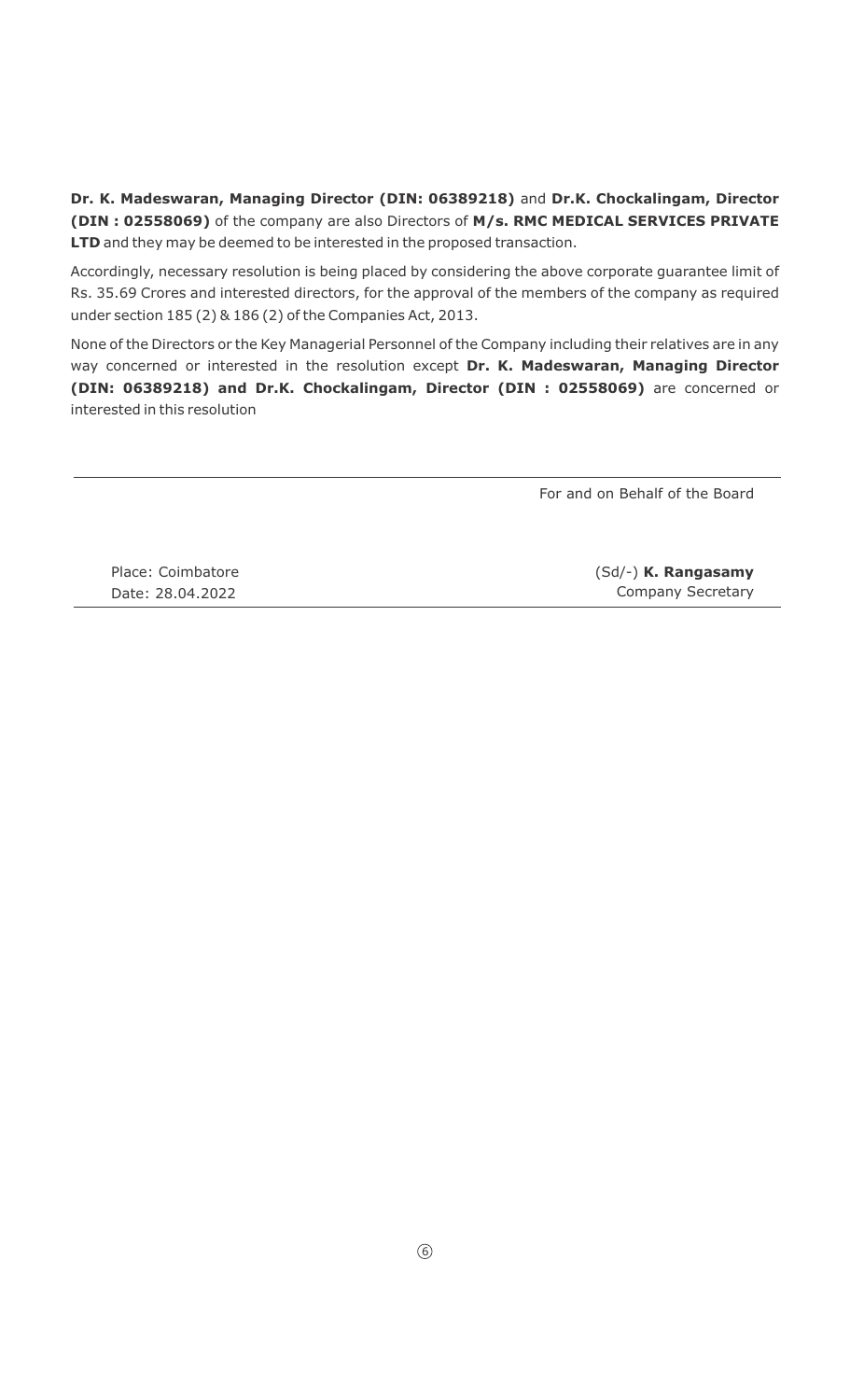**Dr. K. Madeswaran, Managing Director (DIN: 06389218)** and **Dr.K. Chockalingam, Director (DIN : 02558069)** of the company are also Directors of **M/s. RMC MEDICAL SERVICES PRIVATE LTD** and they may be deemed to be interested in the proposed transaction.

Accordingly, necessary resolution is being placed by considering the above corporate guarantee limit of Rs. 35.69 Crores and interested directors, for the approval of the members of the company as required under section 185 (2) & 186 (2) of the Companies Act, 2013.

None of the Directors or the Key Managerial Personnel of the Company including their relatives are in any way concerned or interested in the resolution except **Dr. K. Madeswaran, Managing Director (DIN: 06389218) and Dr.K. Chockalingam, Director (DIN : 02558069)** are concerned or interested in this resolution

For and on Behalf of the Board

Place: Coimbatore
Date: 28.04.2022

(Sd/-) **K. Rangasamy**
Company Secretary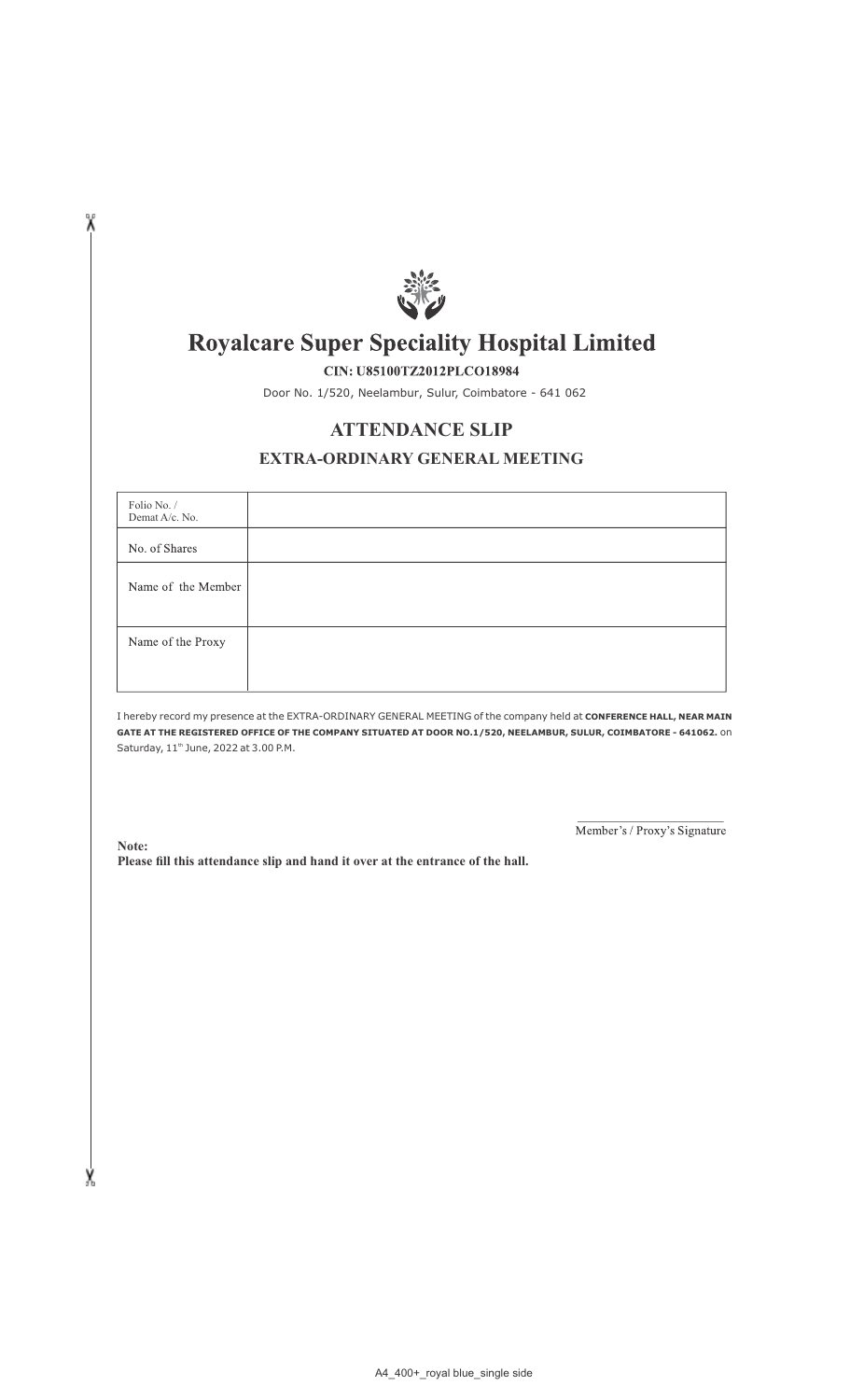# Royalcare Super Speciality Hospital Limited

**CIN: U85100TZ2012PLCO18984**

Door No. 1/520, Neelambur, Sulur, Coimbatore - 641 062

## ATTENDANCE SLIP

### EXTRA-ORDINARY GENERAL MEETING

| | |
|---|---|
| Folio No. / Demat A/c. No. | |
| No. of Shares | |
| Name of the Member | |
| Name of the Proxy | |

I hereby record my presence at the EXTRA-ORDINARY GENERAL MEETING of the company held at **CONFERENCE HALL, NEAR MAIN GATE AT THE REGISTERED OFFICE OF THE COMPANY SITUATED AT DOOR NO.1/520, NEELAMBUR, SULUR, COIMBATORE - 641062.** on Saturday, 11th June, 2022 at 3.00 P.M.

\_\_\_\_\_\_\_\_\_\_\_\_\_\_\_\_\_\_\_\_\_\_\_\_

Member's / Proxy's Signature

**Note:**

**Please fill this attendance slip and hand it over at the entrance of the hall.**

A4_400+_royal blue_single side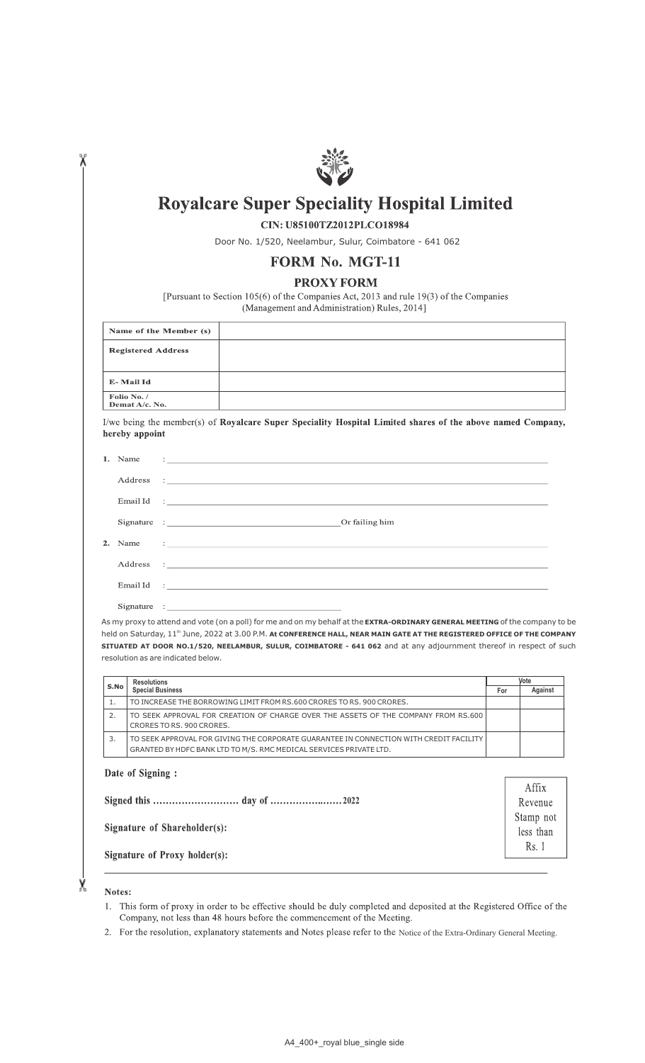# Royalcare Super Speciality Hospital Limited

**CIN: U85100TZ2012PLCO18984**

Door No. 1/520, Neelambur, Sulur, Coimbatore - 641 062

## FORM No. MGT-11

### PROXY FORM

[Pursuant to Section 105(6) of the Companies Act, 2013 and rule 19(3) of the Companies (Management and Administration) Rules, 2014]

| | |
|---|---|
| **Name of the Member (s)** | |
| **Registered Address** | |
| **E- Mail Id** | |
| **Folio No. / Demat A/c. No.** | |

I/we being the member(s) of **Royalcare Super Speciality Hospital Limited shares of the above named Company, hereby appoint**

**1.** Name : ______________________________

Address : ______________________________

Email Id : ______________________________

Signature : ______________________________ Or failing him

**2.** Name : ______________________________

Address : ______________________________

Email Id : ______________________________

Signature : ______________________________

As my proxy to attend and vote (on a poll) for me and on my behalf at the **EXTRA-ORDINARY GENERAL MEETING** of the company to be held on Saturday, 11th June, 2022 at 3.00 P.M. **At CONFERENCE HALL, NEAR MAIN GATE AT THE REGISTERED OFFICE OF THE COMPANY SITUATED AT DOOR NO.1/520, NEELAMBUR, SULUR, COIMBATORE - 641 062** and at any adjournment thereof in respect of such resolution as are indicated below.

| S.No | Resolutions<br>Special Business | Vote | |
|---|---|---|---|
| | | For | Against |
| 1. | TO INCREASE THE BORROWING LIMIT FROM RS.600 CRORES TO RS. 900 CRORES. | | |
| 2. | TO SEEK APPROVAL FOR CREATION OF CHARGE OVER THE ASSETS OF THE COMPANY FROM RS.600 CRORES TO RS. 900 CRORES. | | |
| 3. | TO SEEK APPROVAL FOR GIVING THE CORPORATE GUARANTEE IN CONNECTION WITH CREDIT FACILITY GRANTED BY HDFC BANK LTD TO M/S. RMC MEDICAL SERVICES PRIVATE LTD. | | |

**Date of Signing :**

**Signed this ……………………… day of ………………..…… 2022**

**Signature of Shareholder(s):**

**Signature of Proxy holder(s):**

Affix Revenue Stamp not less than Rs. 1

**Notes:**

1. This form of proxy in order to be effective should be duly completed and deposited at the Registered Office of the Company, not less than 48 hours before the commencement of the Meeting.
2. For the resolution, explanatory statements and Notes please refer to the Notice of the Extra-Ordinary General Meeting.

A4_400+_royal blue_single side